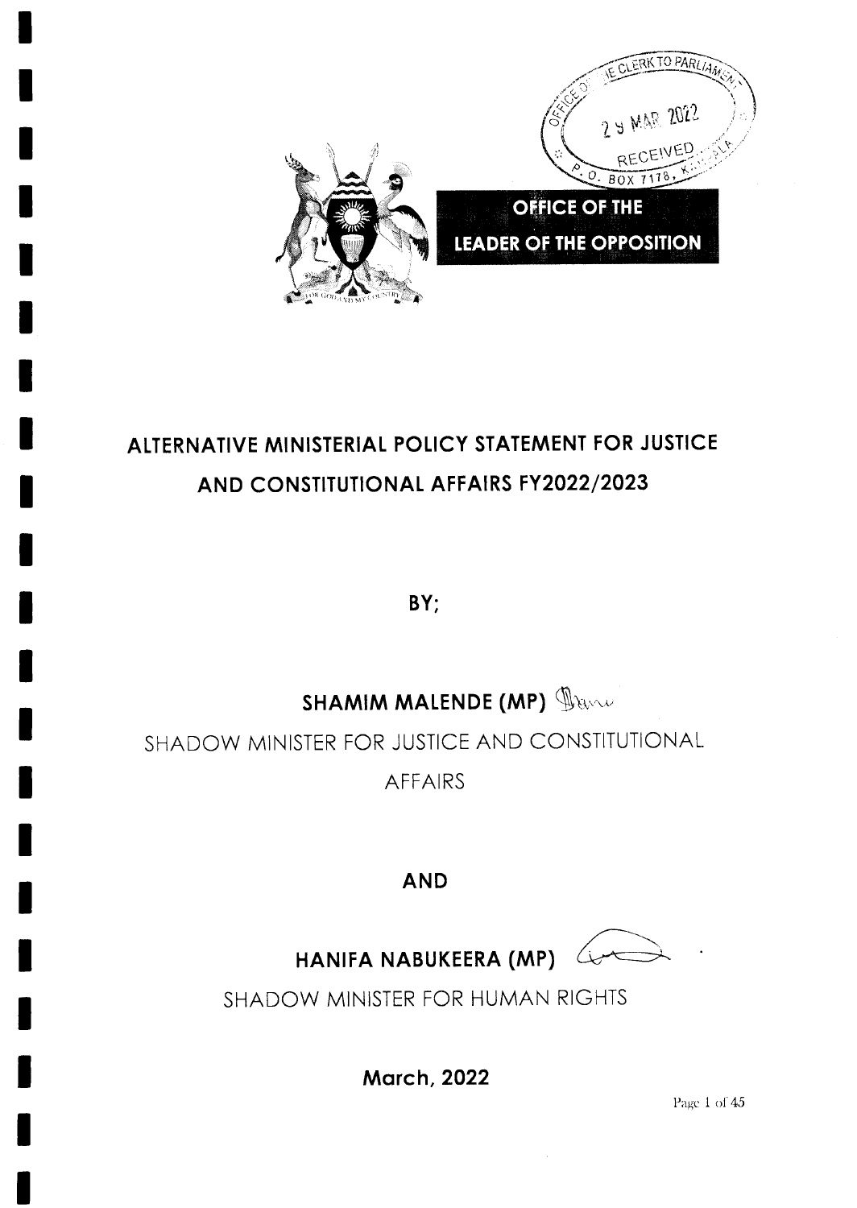**OFFICE OF THE LEADER OF THE OPPOSITION**

# ALTERNATIVE MINISTERIAL POLICY STATEMENT FOR JUSTICE AND CONSTITUTIONAL AFFAIRS FY2022/2023

**BY;**

**SHAMIM MALENDE (MP)**

SHADOW MINISTER FOR JUSTICE AND CONSTITUTIONAL AFFAIRS

**AND**

**HANIFA NABUKEERA (MP)**

SHADOW MINISTER FOR HUMAN RIGHTS

**March, 2022**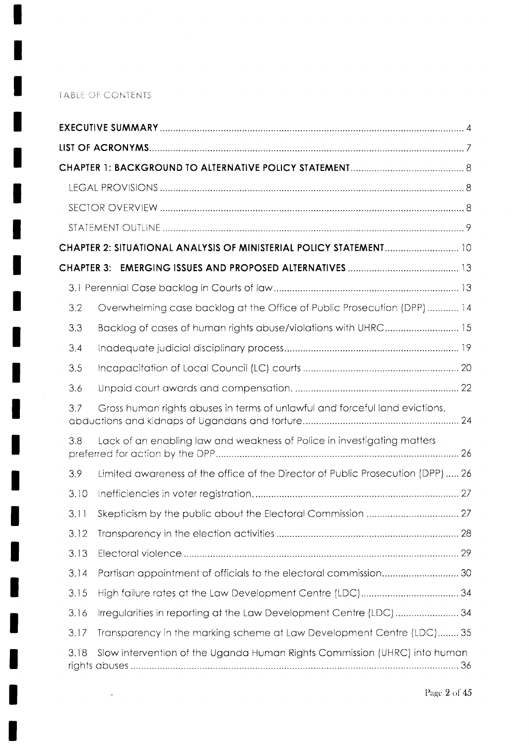TABLE OF CONTENTS

| | |
|---|---|
| **EXECUTIVE SUMMARY** | 4 |
| **LIST OF ACRONYMS** | 7 |
| **CHAPTER 1: BACKGROUND TO ALTERNATIVE POLICY STATEMENT** | 8 |
| LEGAL PROVISIONS | 8 |
| SECTOR OVERVIEW | 8 |
| STATEMENT OUTLINE | 9 |
| **CHAPTER 2: SITUATIONAL ANALYSIS OF MINISTERIAL POLICY STATEMENT** | 10 |
| **CHAPTER 3: EMERGING ISSUES AND PROPOSED ALTERNATIVES** | 13 |
| 3.1 Perennial Case backlog in Courts of law | 13 |
| 3.2 Overwhelming case backlog at the Office of Public Prosecution (DPP) | 14 |
| 3.3 Backlog of cases of human rights abuse/violations with UHRC | 15 |
| 3.4 Inadequate judicial disciplinary process | 19 |
| 3.5 Incapacitation of Local Council (LC) courts | 20 |
| 3.6 Unpaid court awards and compensation. | 22 |
| 3.7 Gross human rights abuses in terms of unlawful and forceful land evictions, abductions and kidnaps of Ugandans and torture | 24 |
| 3.8 Lack of an enabling law and weakness of Police in investigating matters preferred for action by the DPP | 26 |
| 3.9 Limited awareness of the office of the Director of Public Prosecution (DPP) | 26 |
| 3.10 Inefficiencies in voter registration. | 27 |
| 3.11 Skepticism by the public about the Electoral Commission | 27 |
| 3.12 Transparency in the election activities | 28 |
| 3.13 Electoral violence | 29 |
| 3.14 Partisan appointment of officials to the electoral commission | 30 |
| 3.15 High failure rates at the Law Development Centre (LDC) | 34 |
| 3.16 Irregularities in reporting at the Law Development Centre (LDC) | 34 |
| 3.17 Transparency in the marking scheme at Law Development Centre (LDC) | 35 |
| 3.18 Slow intervention of the Uganda Human Rights Commission (UHRC) into human rights abuses | 36 |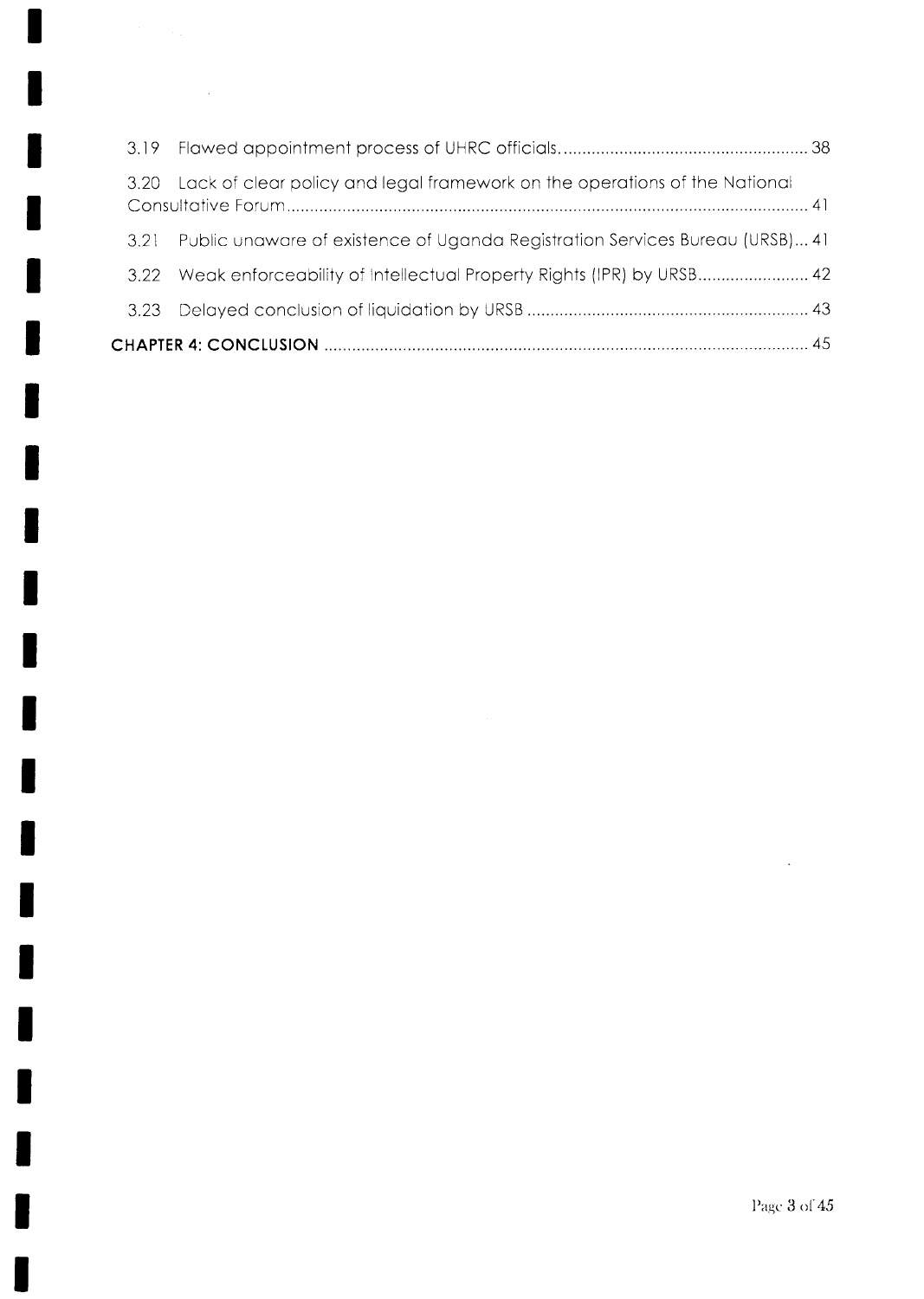3.19 Flawed appointment process of UHRC officials. ..................................................... 38

3.20 Lack of clear policy and legal framework on the operations of the National Consultative Forum ................................................................................................................. 41

3.21 Public unaware of existence of Uganda Registration Services Bureau (URSB)... 41

3.22 Weak enforceability of Intellectual Property Rights (IPR) by URSB........................ 42

3.23 Delayed conclusion of liquidation by URSB ............................................................. 43

**CHAPTER 4: CONCLUSION** ......................................................................................................... 45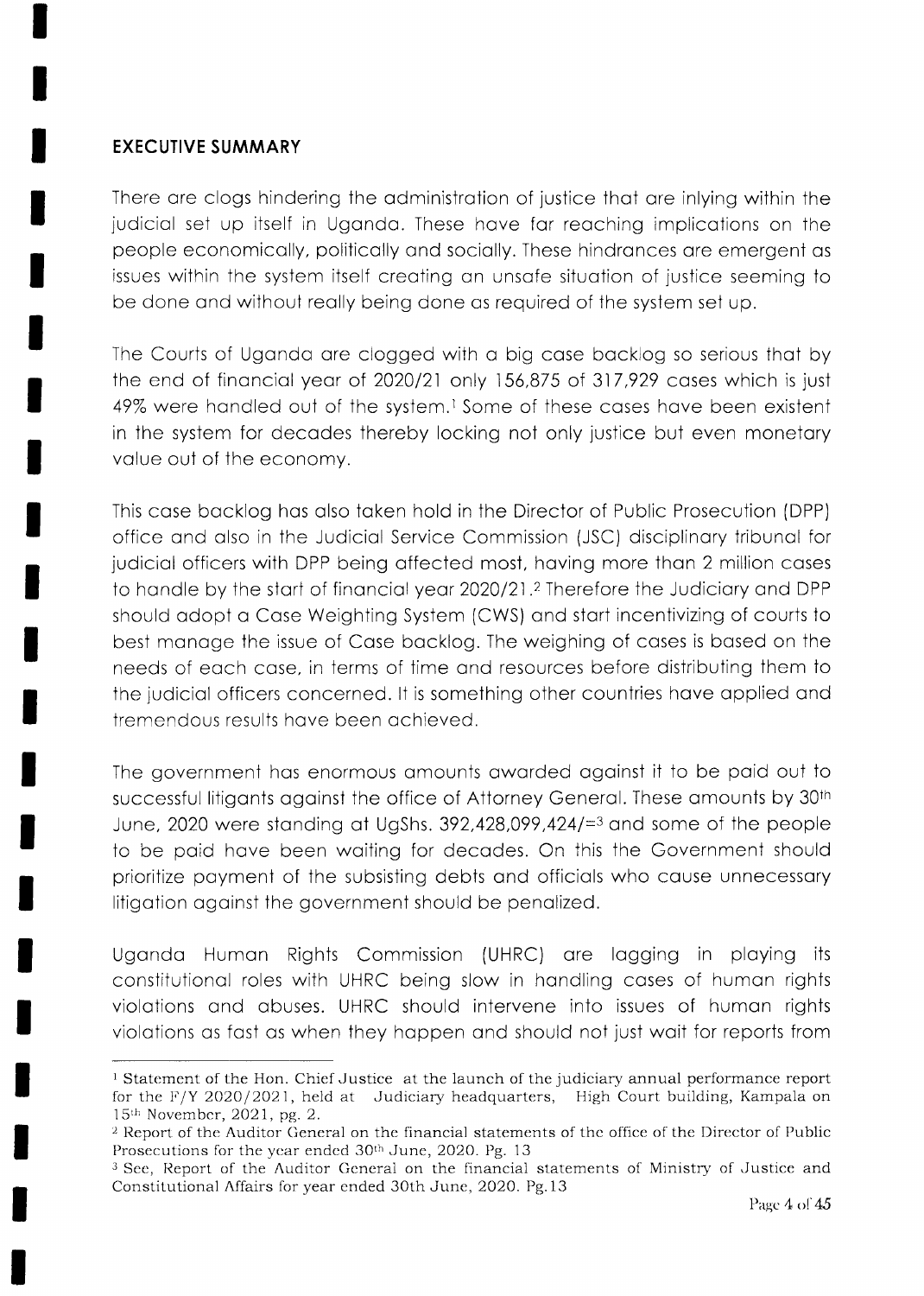## EXECUTIVE SUMMARY

There are clogs hindering the administration of justice that are inlying within the judicial set up itself in Uganda. These have far reaching implications on the people economically, politically and socially. These hindrances are emergent as issues within the system itself creating an unsafe situation of justice seeming to be done and without really being done as required of the system set up.

The Courts of Uganda are clogged with a big case backlog so serious that by the end of financial year of 2020/21 only 156,875 of 317,929 cases which is just 49% were handled out of the system.[1] Some of these cases have been existent in the system for decades thereby locking not only justice but even monetary value out of the economy.

This case backlog has also taken hold in the Director of Public Prosecution (DPP) office and also in the Judicial Service Commission (JSC) disciplinary tribunal for judicial officers with DPP being affected most, having more than 2 million cases to handle by the start of financial year 2020/21.[2] Therefore the Judiciary and DPP should adopt a Case Weighting System (CWS) and start incentivizing of courts to best manage the issue of Case backlog. The weighing of cases is based on the needs of each case, in terms of time and resources before distributing them to the judicial officers concerned. It is something other countries have applied and tremendous results have been achieved.

The government has enormous amounts awarded against it to be paid out to successful litigants against the office of Attorney General. These amounts by 30th June, 2020 were standing at UgShs. 392,428,099,424/=[3] and some of the people to be paid have been waiting for decades. On this the Government should prioritize payment of the subsisting debts and officials who cause unnecessary litigation against the government should be penalized.

Uganda Human Rights Commission (UHRC) are lagging in playing its constitutional roles with UHRC being slow in handling cases of human rights violations and abuses. UHRC should intervene into issues of human rights violations as fast as when they happen and should not just wait for reports from

---

[1] Statement of the Hon. Chief Justice at the launch of the judiciary annual performance report for the F/Y 2020/2021, held at Judiciary headquarters, High Court building, Kampala on 15th November, 2021, pg. 2.

[2] Report of the Auditor General on the financial statements of the office of the Director of Public Prosecutions for the year ended 30th June, 2020. Pg. 13

[3] See, Report of the Auditor General on the financial statements of Ministry of Justice and Constitutional Affairs for year ended 30th June, 2020. Pg.13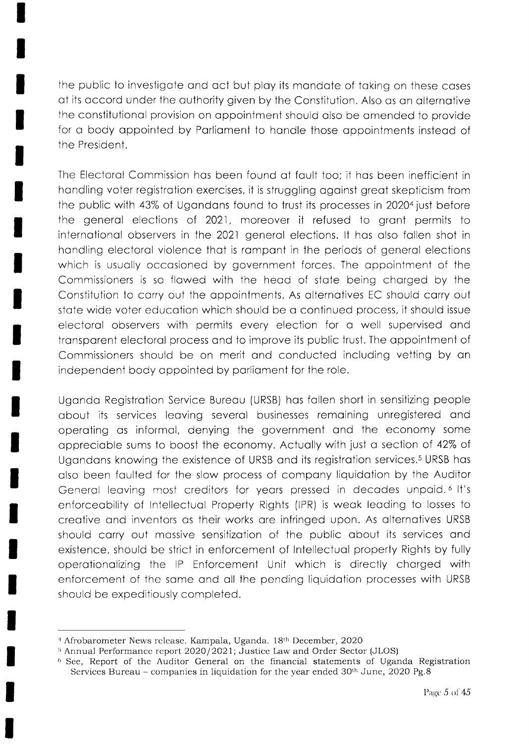the public to investigate and act but play its mandate of taking on these cases at its accord under the authority given by the Constitution. Also as an alternative the constitutional provision on appointment should also be amended to provide for a body appointed by Parliament to handle those appointments instead of the President.

The Electoral Commission has been found at fault too; it has been inefficient in handling voter registration exercises, it is struggling against great skepticism from the public with 43% of Ugandans found to trust its processes in 2020[4] just before the general elections of 2021, moreover it refused to grant permits to international observers in the 2021 general elections. It has also fallen shot in handling electoral violence that is rampant in the periods of general elections which is usually occasioned by government forces. The appointment of the Commissioners is so flawed with the head of state being charged by the Constitution to carry out the appointments. As alternatives EC should carry out state wide voter education which should be a continued process, it should issue electoral observers with permits every election for a well supervised and transparent electoral process and to improve its public trust. The appointment of Commissioners should be on merit and conducted including vetting by an independent body appointed by parliament for the role.

Uganda Registration Service Bureau (URSB) has fallen short in sensitizing people about its services leaving several businesses remaining unregistered and operating as informal, denying the government and the economy some appreciable sums to boost the economy. Actually with just a section of 42% of Ugandans knowing the existence of URSB and its registration services.[5] URSB has also been faulted for the slow process of company liquidation by the Auditor General leaving most creditors for years pressed in decades unpaid.[6] It's enforceability of Intellectual Property Rights (IPR) is weak leading to losses to creative and inventors as their works are infringed upon. As alternatives URSB should carry out massive sensitization of the public about its services and existence, should be strict in enforcement of Intellectual property Rights by fully operationalizing the IP Enforcement Unit which is directly charged with enforcement of the same and all the pending liquidation processes with URSB should be expeditiously completed.

---

[4] Afrobarometer News release. Kampala, Uganda. 18th December, 2020

[5] Annual Performance report 2020/2021; Justice Law and Order Sector (JLOS)

[6] See, Report of the Auditor General on the financial statements of Uganda Registration Services Bureau – companies in liquidation for the year ended 30th June, 2020 Pg.8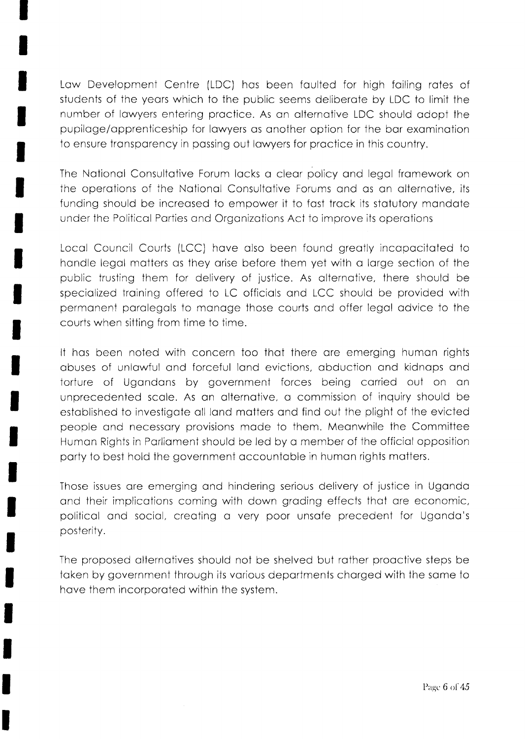Law Development Centre (LDC) has been faulted for high failing rates of students of the years which to the public seems deliberate by LDC to limit the number of lawyers entering practice. As an alternative LDC should adopt the pupilage/apprenticeship for lawyers as another option for the bar examination to ensure transparency in passing out lawyers for practice in this country.

The National Consultative Forum lacks a clear policy and legal framework on the operations of the National Consultative Forums and as an alternative, its funding should be increased to empower it to fast track its statutory mandate under the Political Parties and Organizations Act to improve its operations

Local Council Courts (LCC) have also been found greatly incapacitated to handle legal matters as they arise before them yet with a large section of the public trusting them for delivery of justice. As alternative, there should be specialized training offered to LC officials and LCC should be provided with permanent paralegals to manage those courts and offer legal advice to the courts when sitting from time to time.

It has been noted with concern too that there are emerging human rights abuses of unlawful and forceful land evictions, abduction and kidnaps and torture of Ugandans by government forces being carried out on an unprecedented scale. As an alternative, a commission of inquiry should be established to investigate all land matters and find out the plight of the evicted people and necessary provisions made to them. Meanwhile the Committee Human Rights in Parliament should be led by a member of the official opposition party to best hold the government accountable in human rights matters.

Those issues are emerging and hindering serious delivery of justice in Uganda and their implications coming with down grading effects that are economic, political and social, creating a very poor unsafe precedent for Uganda's posterity.

The proposed alternatives should not be shelved but rather proactive steps be taken by government through its various departments charged with the same to have them incorporated within the system.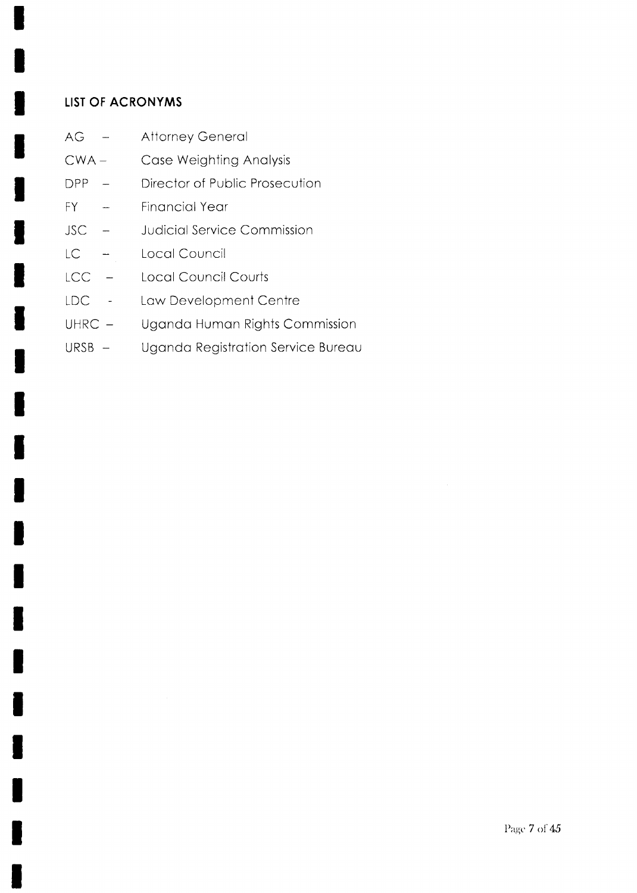## LIST OF ACRONYMS

AG – Attorney General

CWA – Case Weighting Analysis

DPP – Director of Public Prosecution

FY – Financial Year

JSC – Judicial Service Commission

LC – Local Council

LCC – Local Council Courts

LDC - Law Development Centre

UHRC – Uganda Human Rights Commission

URSB – Uganda Registration Service Bureau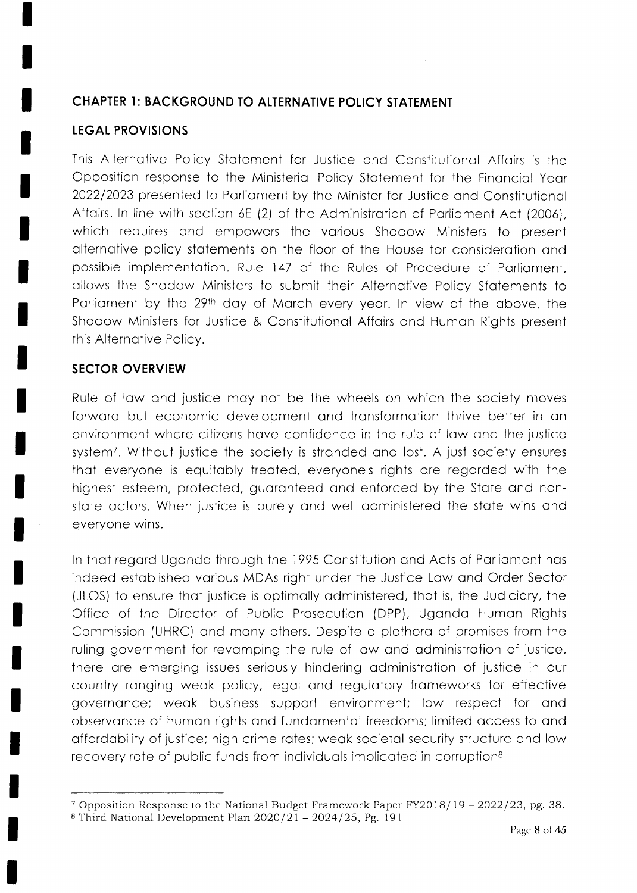## CHAPTER 1: BACKGROUND TO ALTERNATIVE POLICY STATEMENT

### LEGAL PROVISIONS

This Alternative Policy Statement for Justice and Constitutional Affairs is the Opposition response to the Ministerial Policy Statement for the Financial Year 2022/2023 presented to Parliament by the Minister for Justice and Constitutional Affairs. In line with section 6E (2) of the Administration of Parliament Act (2006), which requires and empowers the various Shadow Ministers to present alternative policy statements on the floor of the House for consideration and possible implementation. Rule 147 of the Rules of Procedure of Parliament, allows the Shadow Ministers to submit their Alternative Policy Statements to Parliament by the 29th day of March every year. In view of the above, the Shadow Ministers for Justice & Constitutional Affairs and Human Rights present this Alternative Policy.

### SECTOR OVERVIEW

Rule of law and justice may not be the wheels on which the society moves forward but economic development and transformation thrive better in an environment where citizens have confidence in the rule of law and the justice system[7]. Without justice the society is stranded and lost. A just society ensures that everyone is equitably treated, everyone's rights are regarded with the highest esteem, protected, guaranteed and enforced by the State and non-state actors. When justice is purely and well administered the state wins and everyone wins.

In that regard Uganda through the 1995 Constitution and Acts of Parliament has indeed established various MDAs right under the Justice Law and Order Sector (JLOS) to ensure that justice is optimally administered, that is, the Judiciary, the Office of the Director of Public Prosecution (DPP), Uganda Human Rights Commission (UHRC) and many others. Despite a plethora of promises from the ruling government for revamping the rule of law and administration of justice, there are emerging issues seriously hindering administration of justice in our country ranging weak policy, legal and regulatory frameworks for effective governance; weak business support environment; low respect for and observance of human rights and fundamental freedoms; limited access to and affordability of justice; high crime rates; weak societal security structure and low recovery rate of public funds from individuals implicated in corruption[8]

---

[7] Opposition Response to the National Budget Framework Paper FY2018/19 – 2022/23, pg. 38.

[8] Third National Development Plan 2020/21 – 2024/25, Pg. 191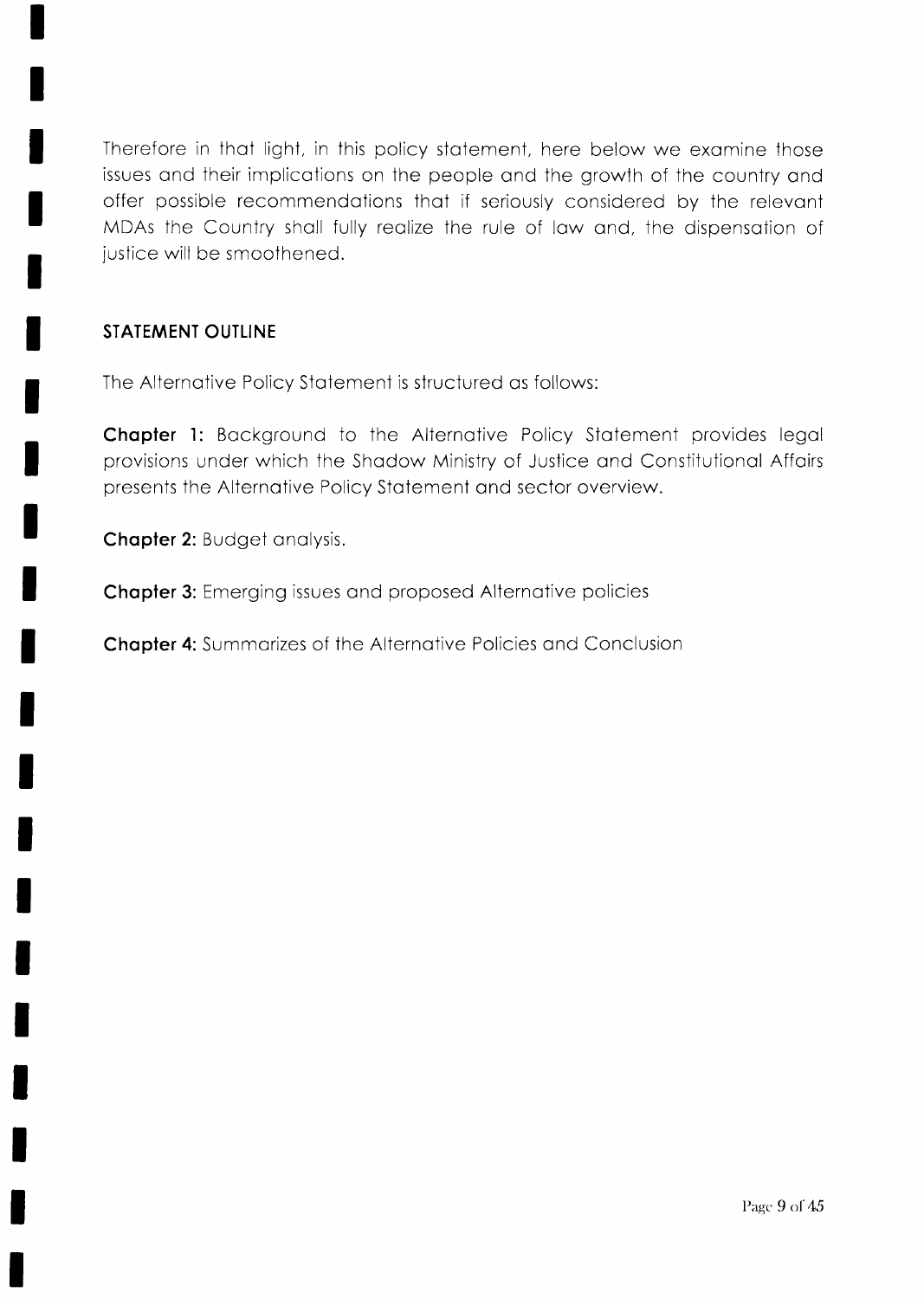Therefore in that light, in this policy statement, here below we examine those issues and their implications on the people and the growth of the country and offer possible recommendations that if seriously considered by the relevant MDAs the Country shall fully realize the rule of law and, the dispensation of justice will be smoothened.

## STATEMENT OUTLINE

The Alternative Policy Statement is structured as follows:

**Chapter 1:** Background to the Alternative Policy Statement provides legal provisions under which the Shadow Ministry of Justice and Constitutional Affairs presents the Alternative Policy Statement and sector overview.

**Chapter 2:** Budget analysis.

**Chapter 3:** Emerging issues and proposed Alternative policies

**Chapter 4:** Summarizes of the Alternative Policies and Conclusion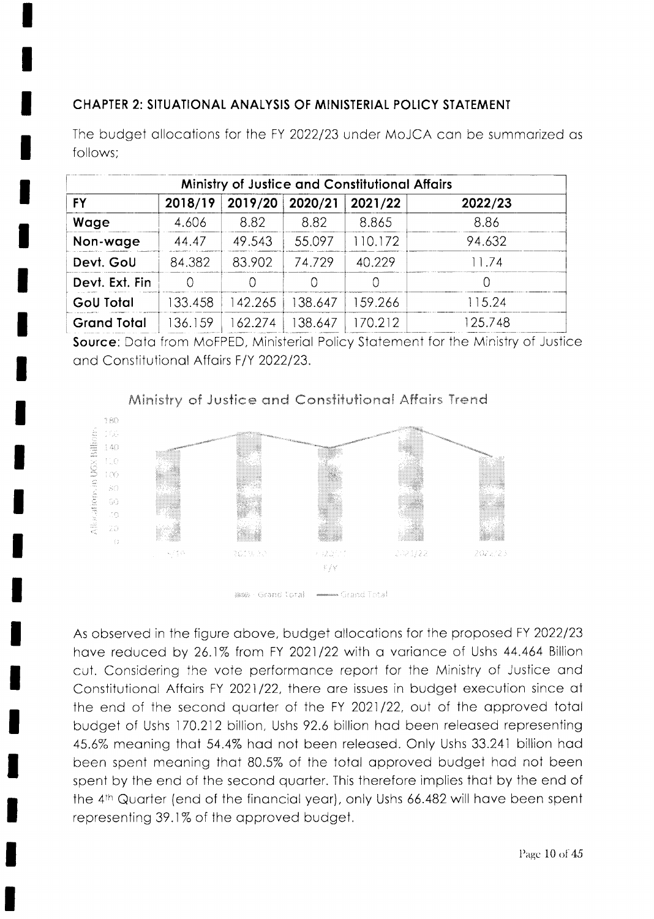## CHAPTER 2: SITUATIONAL ANALYSIS OF MINISTERIAL POLICY STATEMENT

The budget allocations for the FY 2022/23 under MoJCA can be summarized as follows;

| Ministry of Justice and Constitutional Affairs | | | | | |
|---|---|---|---|---|---|
| **FY** | **2018/19** | **2019/20** | **2020/21** | **2021/22** | **2022/23** |
| **Wage** | 4.606 | 8.82 | 8.82 | 8.865 | 8.86 |
| **Non-wage** | 44.47 | 49.543 | 55.097 | 110.172 | 94.632 |
| **Devt. GoU** | 84.382 | 83.902 | 74.729 | 40.229 | 11.74 |
| **Devt. Ext. Fin** | 0 | 0 | 0 | 0 | 0 |
| **GoU Total** | 133.458 | 142.265 | 138.647 | 159.266 | 115.24 |
| **Grand Total** | 136.159 | 162.274 | 138.647 | 170.212 | 125.748 |

**Source**: Data from MoFPED, Ministerial Policy Statement for the Ministry of Justice and Constitutional Affairs F/Y 2022/23.

Ministry of Justice and Constitutional Affairs Trend

As observed in the figure above, budget allocations for the proposed FY 2022/23 have reduced by 26.1% from FY 2021/22 with a variance of Ushs 44.464 Billion cut. Considering the vote performance report for the Ministry of Justice and Constitutional Affairs FY 2021/22, there are issues in budget execution since at the end of the second quarter of the FY 2021/22, out of the approved total budget of Ushs 170.212 billion, Ushs 92.6 billion had been released representing 45.6% meaning that 54.4% had not been released. Only Ushs 33.241 billion had been spent meaning that 80.5% of the total approved budget had not been spent by the end of the second quarter. This therefore implies that by the end of the 4th Quarter (end of the financial year), only Ushs 66.482 will have been spent representing 39.1% of the approved budget.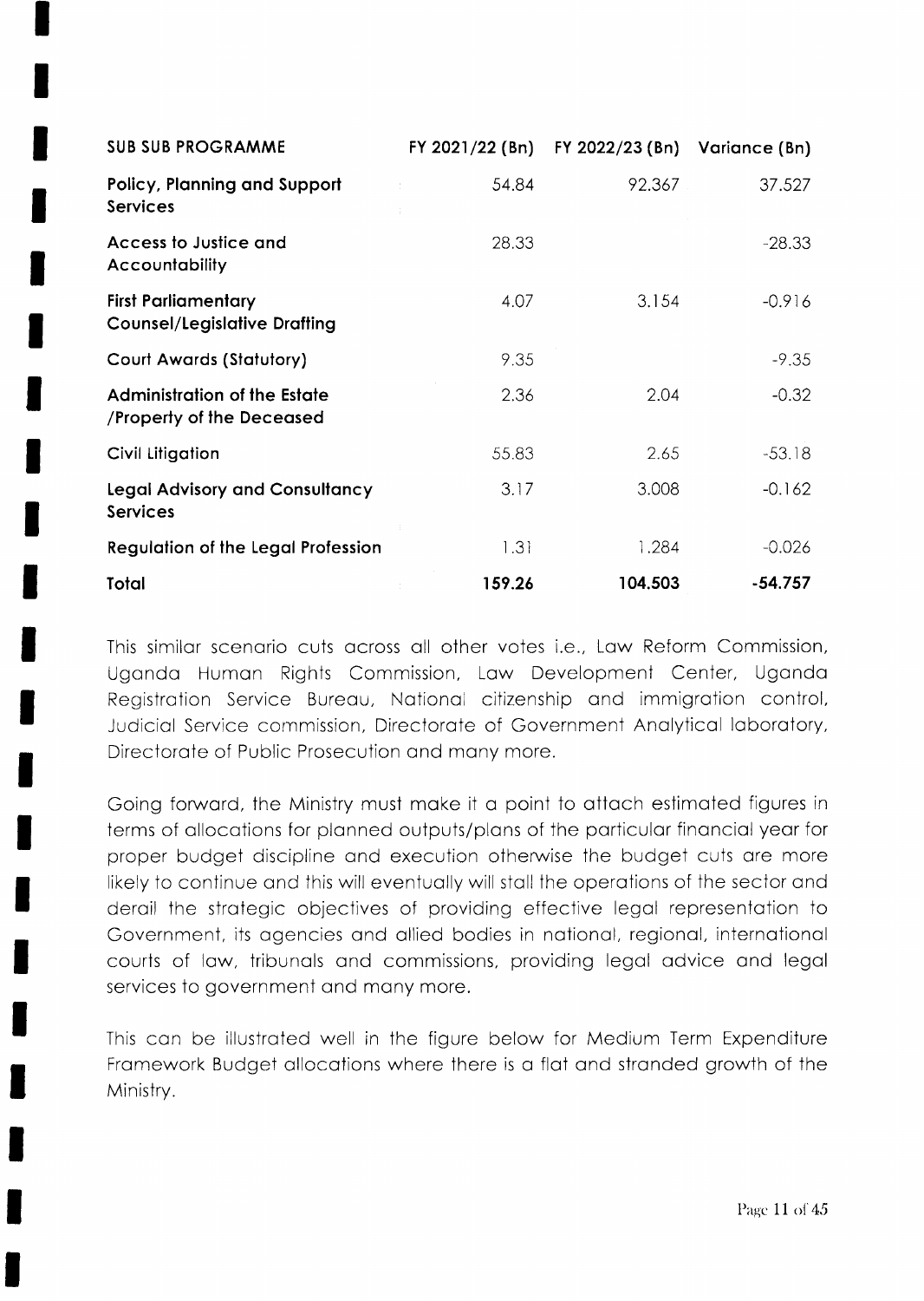| SUB SUB PROGRAMME | FY 2021/22 (Bn) | FY 2022/23 (Bn) | Variance (Bn) |
|---|---|---|---|
| Policy, Planning and Support Services | 54.84 | 92.367 | 37.527 |
| Access to Justice and Accountability | 28.33 | | -28.33 |
| First Parliamentary Counsel/Legislative Drafting | 4.07 | 3.154 | -0.916 |
| Court Awards (Statutory) | 9.35 | | -9.35 |
| Administration of the Estate /Property of the Deceased | 2.36 | 2.04 | -0.32 |
| Civil Litigation | 55.83 | 2.65 | -53.18 |
| Legal Advisory and Consultancy Services | 3.17 | 3.008 | -0.162 |
| Regulation of the Legal Profession | 1.31 | 1.284 | -0.026 |
| **Total** | **159.26** | **104.503** | **-54.757** |

This similar scenario cuts across all other votes i.e., Law Reform Commission, Uganda Human Rights Commission, Law Development Center, Uganda Registration Service Bureau, National citizenship and immigration control, Judicial Service commission, Directorate of Government Analytical laboratory, Directorate of Public Prosecution and many more.

Going forward, the Ministry must make it a point to attach estimated figures in terms of allocations for planned outputs/plans of the particular financial year for proper budget discipline and execution otherwise the budget cuts are more likely to continue and this will eventually will stall the operations of the sector and derail the strategic objectives of providing effective legal representation to Government, its agencies and allied bodies in national, regional, international courts of law, tribunals and commissions, providing legal advice and legal services to government and many more.

This can be illustrated well in the figure below for Medium Term Expenditure Framework Budget allocations where there is a flat and stranded growth of the Ministry.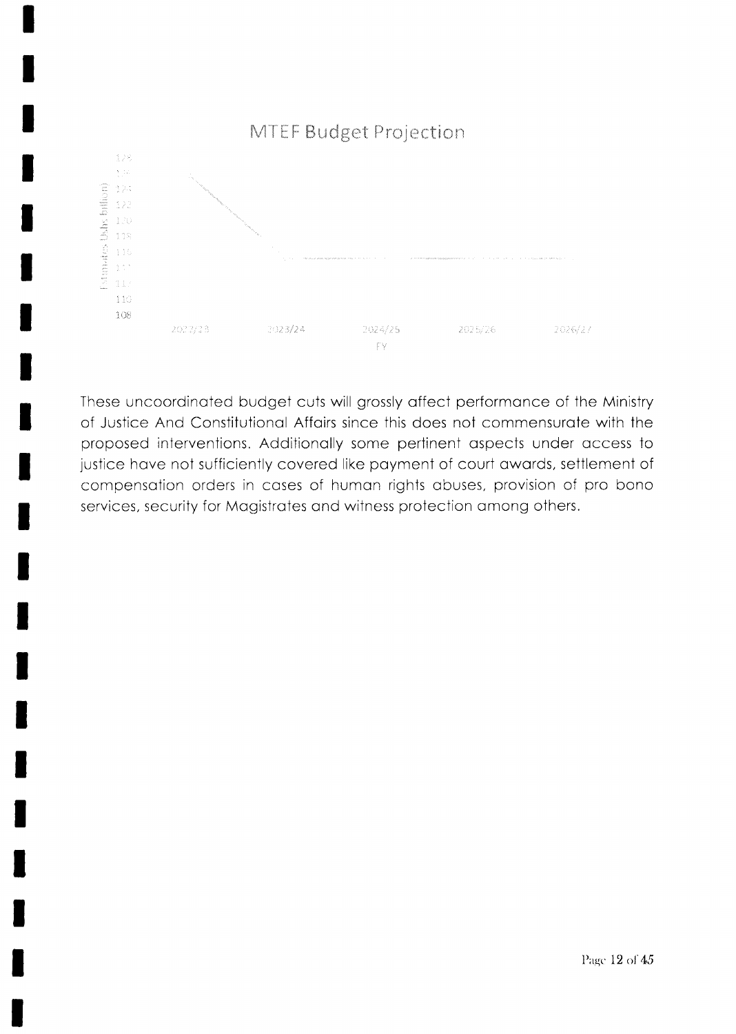MTEF Budget Projection

These uncoordinated budget cuts will grossly affect performance of the Ministry of Justice And Constitutional Affairs since this does not commensurate with the proposed interventions. Additionally some pertinent aspects under access to justice have not sufficiently covered like payment of court awards, settlement of compensation orders in cases of human rights abuses, provision of pro bono services, security for Magistrates and witness protection among others.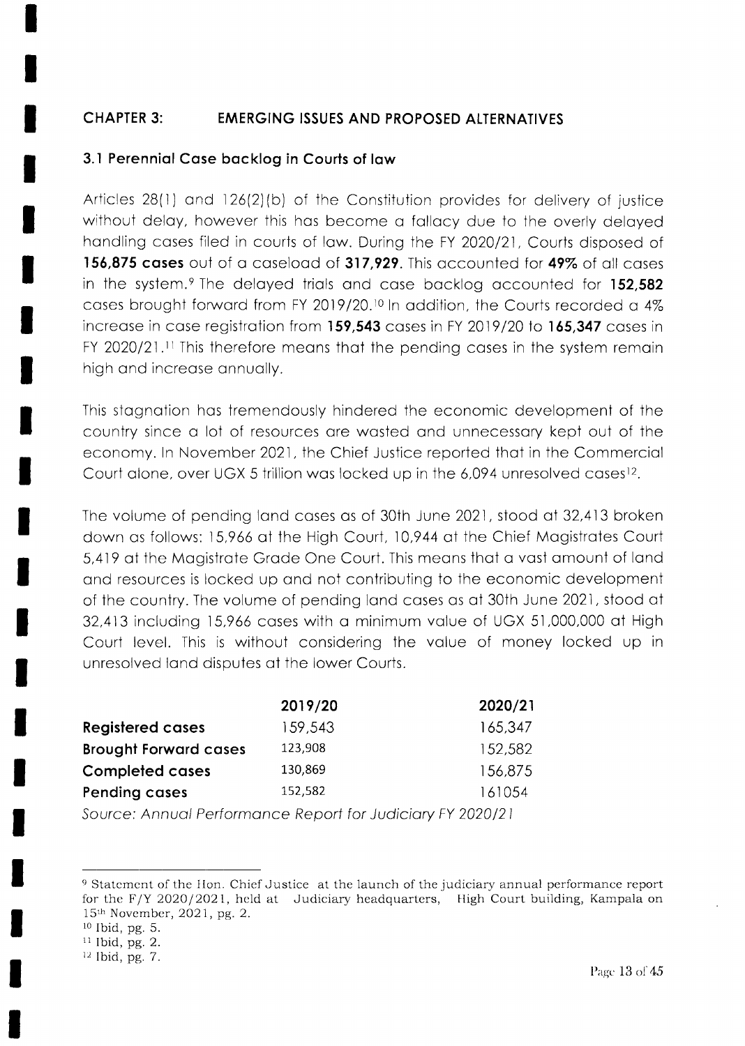## CHAPTER 3: EMERGING ISSUES AND PROPOSED ALTERNATIVES

### 3.1 Perennial Case backlog in Courts of law

Articles 28(1) and 126(2)(b) of the Constitution provides for delivery of justice without delay, however this has become a fallacy due to the overly delayed handling cases filed in courts of law. During the FY 2020/21, Courts disposed of **156,875 cases** out of a caseload of **317,929**. This accounted for **49%** of all cases in the system.[9] The delayed trials and case backlog accounted for **152,582** cases brought forward from FY 2019/20.[10] In addition, the Courts recorded a 4% increase in case registration from **159,543** cases in FY 2019/20 to **165,347** cases in FY 2020/21.[11] This therefore means that the pending cases in the system remain high and increase annually.

This stagnation has tremendously hindered the economic development of the country since a lot of resources are wasted and unnecessary kept out of the economy. In November 2021, the Chief Justice reported that in the Commercial Court alone, over UGX 5 trillion was locked up in the 6,094 unresolved cases[12].

The volume of pending land cases as of 30th June 2021, stood at 32,413 broken down as follows: 15,966 at the High Court, 10,944 at the Chief Magistrates Court 5,419 at the Magistrate Grade One Court. This means that a vast amount of land and resources is locked up and not contributing to the economic development of the country. The volume of pending land cases as at 30th June 2021, stood at 32,413 including 15,966 cases with a minimum value of UGX 51,000,000 at High Court level. This is without considering the value of money locked up in unresolved land disputes at the lower Courts.

| | 2019/20 | 2020/21 |
|---|---|---|
| **Registered cases** | 159,543 | 165,347 |
| **Brought Forward cases** | 123,908 | 152,582 |
| **Completed cases** | 130,869 | 156,875 |
| **Pending cases** | 152,582 | 161054 |

*Source: Annual Performance Report for Judiciary FY 2020/21*

---

[9] Statement of the Hon. Chief Justice at the launch of the judiciary annual performance report for the F/Y 2020/2021, held at Judiciary headquarters, High Court building, Kampala on 15th November, 2021, pg. 2.

[10] Ibid, pg. 5.

[11] Ibid, pg. 2.

[12] Ibid, pg. 7.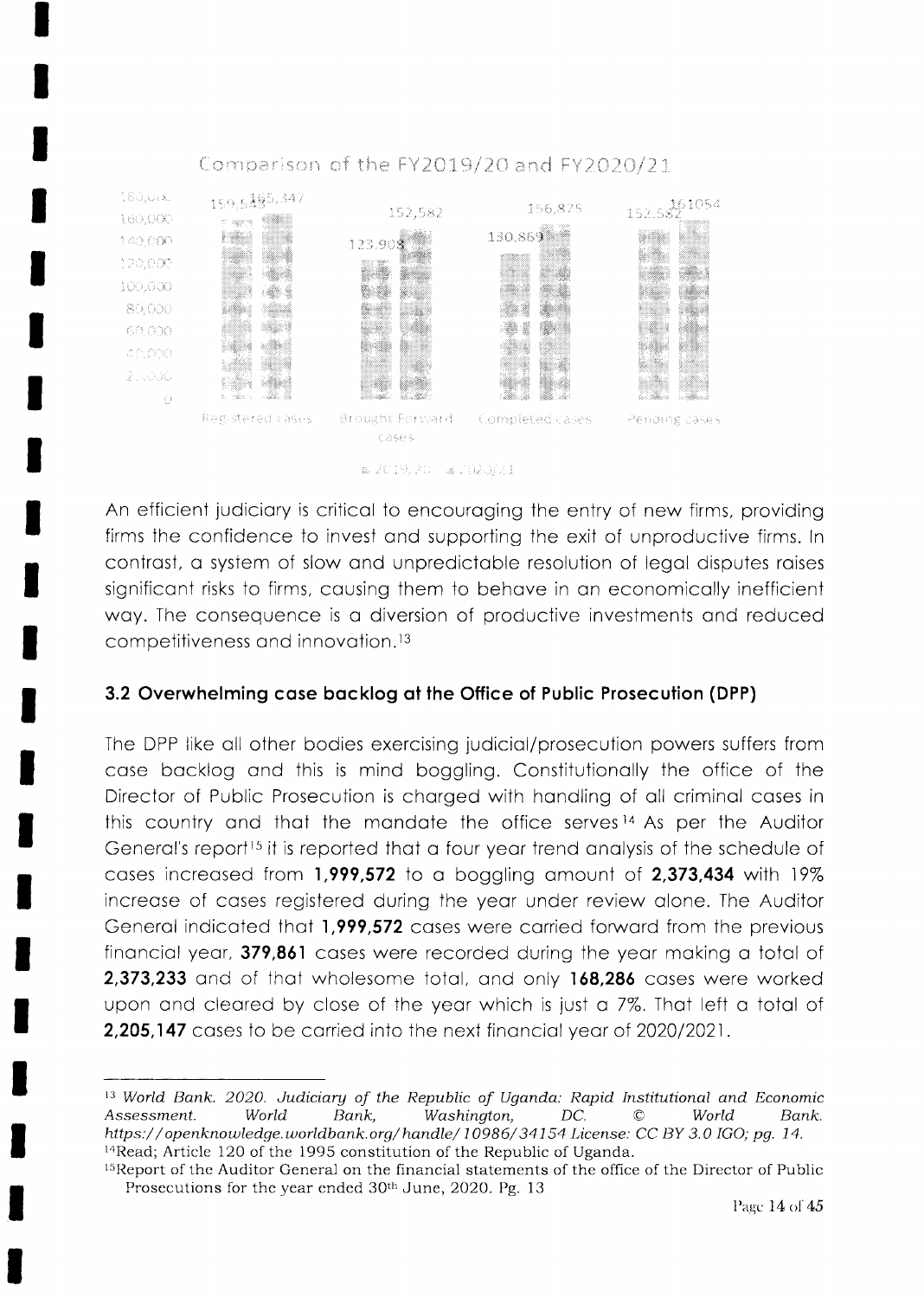Comparison of the FY2019/20 and FY2020/21

| | 2019/20 | 2020/21 |
|---|---|---|
| Registered cases | 159,543 | 165,347 |
| Brought Forward cases | 123,908 | 152,582 |
| Completed cases | 130,869 | 156,875 |
| Pending cases | 152,582 | 161054 |

An efficient judiciary is critical to encouraging the entry of new firms, providing firms the confidence to invest and supporting the exit of unproductive firms. In contrast, a system of slow and unpredictable resolution of legal disputes raises significant risks to firms, causing them to behave in an economically inefficient way. The consequence is a diversion of productive investments and reduced competitiveness and innovation.[13]

### 3.2 Overwhelming case backlog at the Office of Public Prosecution (DPP)

The DPP like all other bodies exercising judicial/prosecution powers suffers from case backlog and this is mind boggling. Constitutionally the office of the Director of Public Prosecution is charged with handling of all criminal cases in this country and that the mandate the office serves[14] As per the Auditor General's report[15] it is reported that a four year trend analysis of the schedule of cases increased from **1,999,572** to a boggling amount of **2,373,434** with 19% increase of cases registered during the year under review alone. The Auditor General indicated that **1,999,572** cases were carried forward from the previous financial year, **379,861** cases were recorded during the year making a total of **2,373,233** and of that wholesome total, and only **168,286** cases were worked upon and cleared by close of the year which is just a 7%. That left a total of **2,205,147** cases to be carried into the next financial year of 2020/2021.

---

[13] *World Bank. 2020. Judiciary of the Republic of Uganda: Rapid Institutional and Economic Assessment. World Bank, Washington, DC. © World Bank. https://openknowledge.worldbank.org/handle/10986/34154 License: CC BY 3.0 IGO; pg. 14.*

[14] Read; Article 120 of the 1995 constitution of the Republic of Uganda.

[15] Report of the Auditor General on the financial statements of the office of the Director of Public Prosecutions for the year ended 30th June, 2020. Pg. 13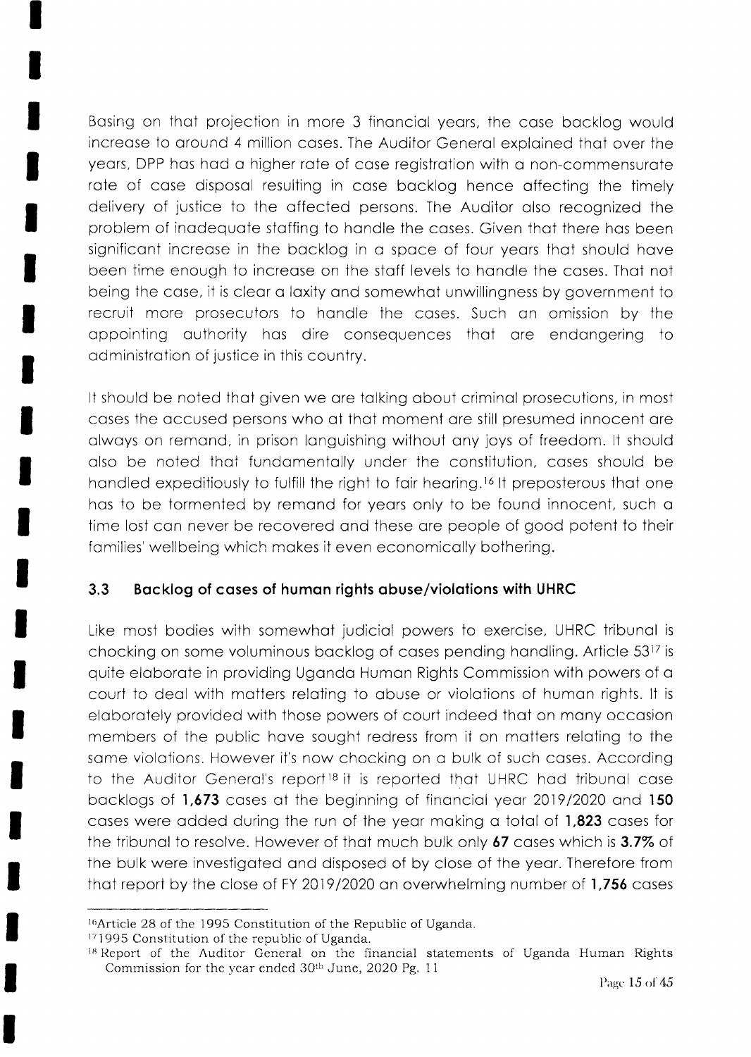Basing on that projection in more 3 financial years, the case backlog would increase to around 4 million cases. The Auditor General explained that over the years, DPP has had a higher rate of case registration with a non-commensurate rate of case disposal resulting in case backlog hence affecting the timely delivery of justice to the affected persons. The Auditor also recognized the problem of inadequate staffing to handle the cases. Given that there has been significant increase in the backlog in a space of four years that should have been time enough to increase on the staff levels to handle the cases. That not being the case, it is clear a laxity and somewhat unwillingness by government to recruit more prosecutors to handle the cases. Such an omission by the appointing authority has dire consequences that are endangering to administration of justice in this country.

It should be noted that given we are talking about criminal prosecutions, in most cases the accused persons who at that moment are still presumed innocent are always on remand, in prison languishing without any joys of freedom. It should also be noted that fundamentally under the constitution, cases should be handled expeditiously to fulfill the right to fair hearing.[16] It preposterous that one has to be tormented by remand for years only to be found innocent, such a time lost can never be recovered and these are people of good potent to their families' wellbeing which makes it even economically bothering.

### 3.3 Backlog of cases of human rights abuse/violations with UHRC

Like most bodies with somewhat judicial powers to exercise, UHRC tribunal is chocking on some voluminous backlog of cases pending handling. Article 53[17] is quite elaborate in providing Uganda Human Rights Commission with powers of a court to deal with matters relating to abuse or violations of human rights. It is elaborately provided with those powers of court indeed that on many occasion members of the public have sought redress from it on matters relating to the same violations. However it's now chocking on a bulk of such cases. According to the Auditor General's report[18] it is reported that UHRC had tribunal case backlogs of **1,673** cases at the beginning of financial year 2019/2020 and **150** cases were added during the run of the year making a total of **1,823** cases for the tribunal to resolve. However of that much bulk only **67** cases which is **3.7%** of the bulk were investigated and disposed of by close of the year. Therefore from that report by the close of FY 2019/2020 an overwhelming number of **1,756** cases

---

[16] Article 28 of the 1995 Constitution of the Republic of Uganda.

[17] 1995 Constitution of the republic of Uganda.

[18] Report of the Auditor General on the financial statements of Uganda Human Rights Commission for the year ended 30th June, 2020 Pg. 11